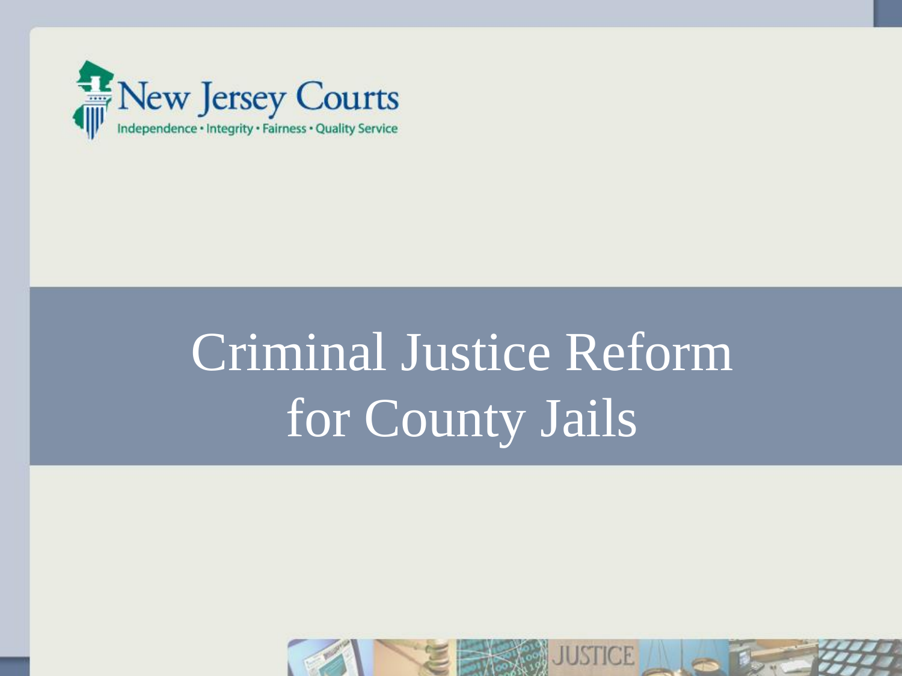New Jersey Courts

Independence • Integrity • Fairness • Quality Service

# Criminal Justice Reform for County Jails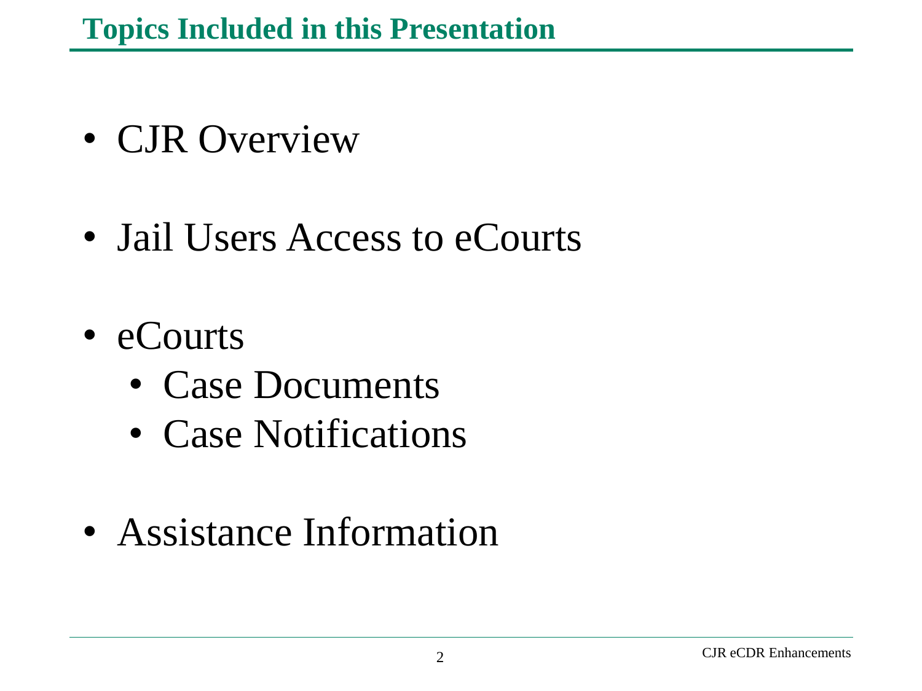## Topics Included in this Presentation

- CJR Overview
- Jail Users Access to eCourts
- eCourts
  - Case Documents
  - Case Notifications
- Assistance Information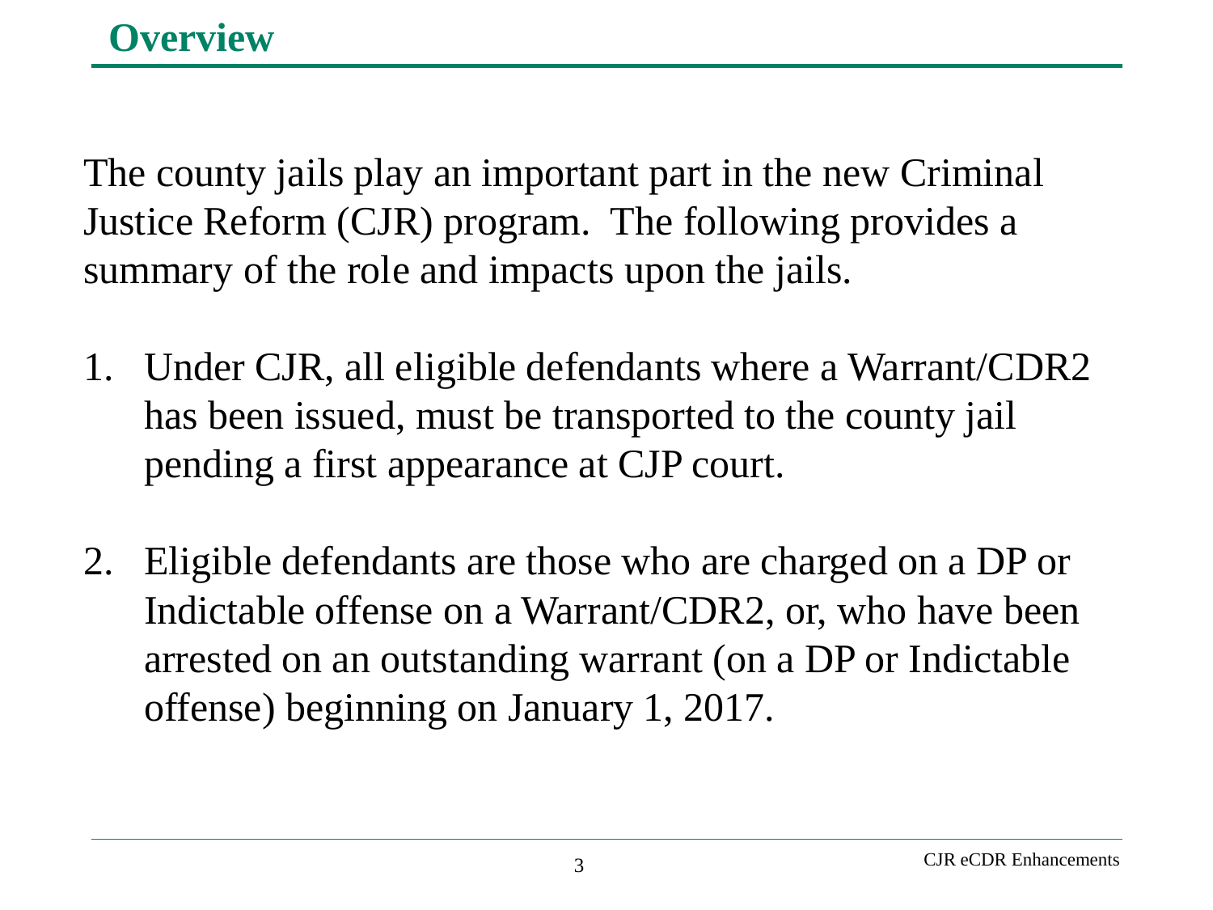## Overview

The county jails play an important part in the new Criminal Justice Reform (CJR) program. The following provides a summary of the role and impacts upon the jails.

1. Under CJR, all eligible defendants where a Warrant/CDR2 has been issued, must be transported to the county jail pending a first appearance at CJP court.

2. Eligible defendants are those who are charged on a DP or Indictable offense on a Warrant/CDR2, or, who have been arrested on an outstanding warrant (on a DP or Indictable offense) beginning on January 1, 2017.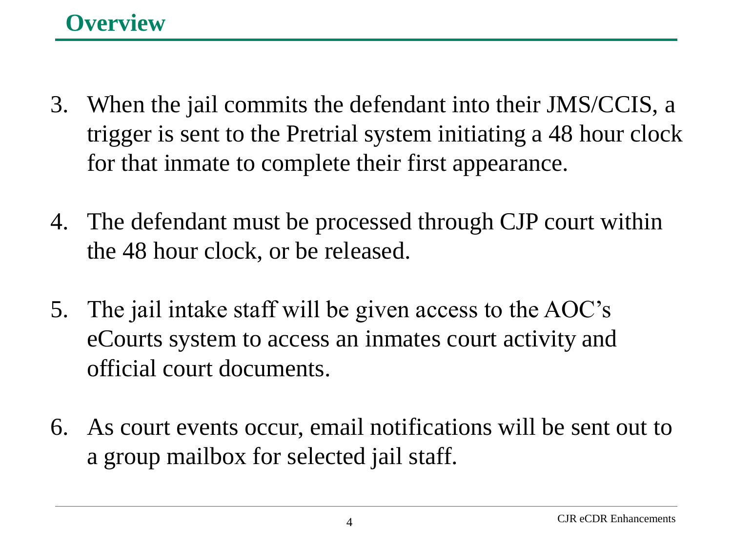# Overview

3. When the jail commits the defendant into their JMS/CCIS, a trigger is sent to the Pretrial system initiating a 48 hour clock for that inmate to complete their first appearance.

4. The defendant must be processed through CJP court within the 48 hour clock, or be released.

5. The jail intake staff will be given access to the AOC's eCourts system to access an inmates court activity and official court documents.

6. As court events occur, email notifications will be sent out to a group mailbox for selected jail staff.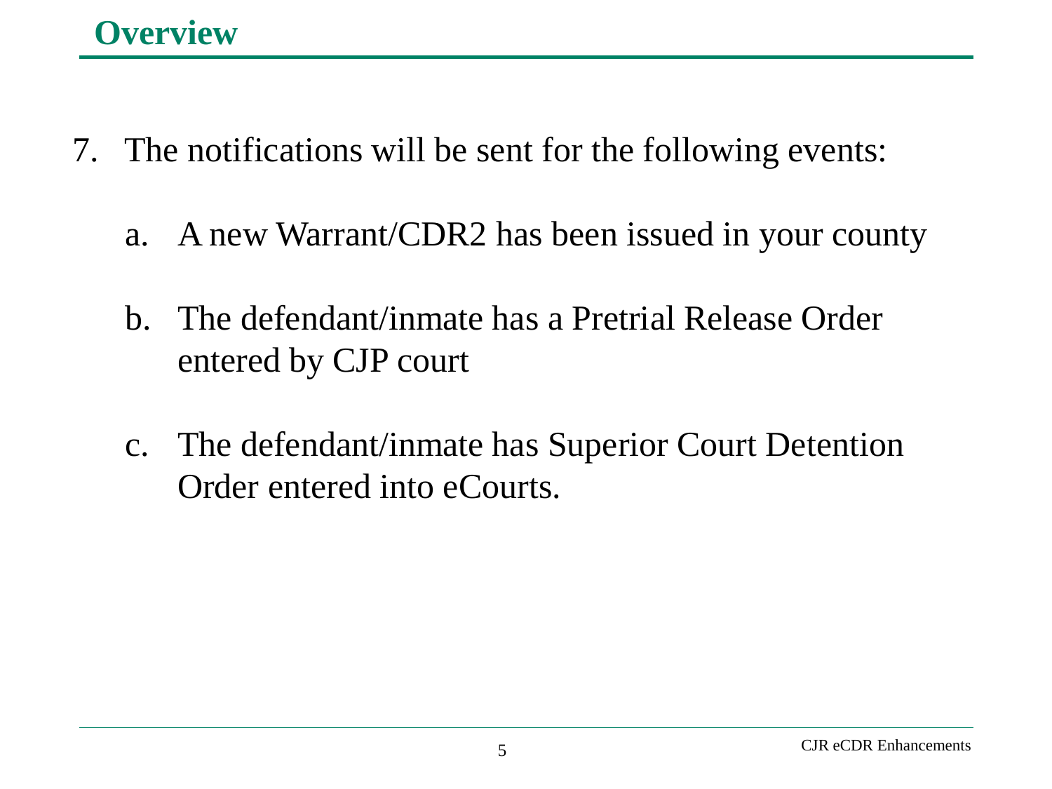## Overview

7. The notifications will be sent for the following events:

   a. A new Warrant/CDR2 has been issued in your county

   b. The defendant/inmate has a Pretrial Release Order entered by CJP court

   c. The defendant/inmate has Superior Court Detention Order entered into eCourts.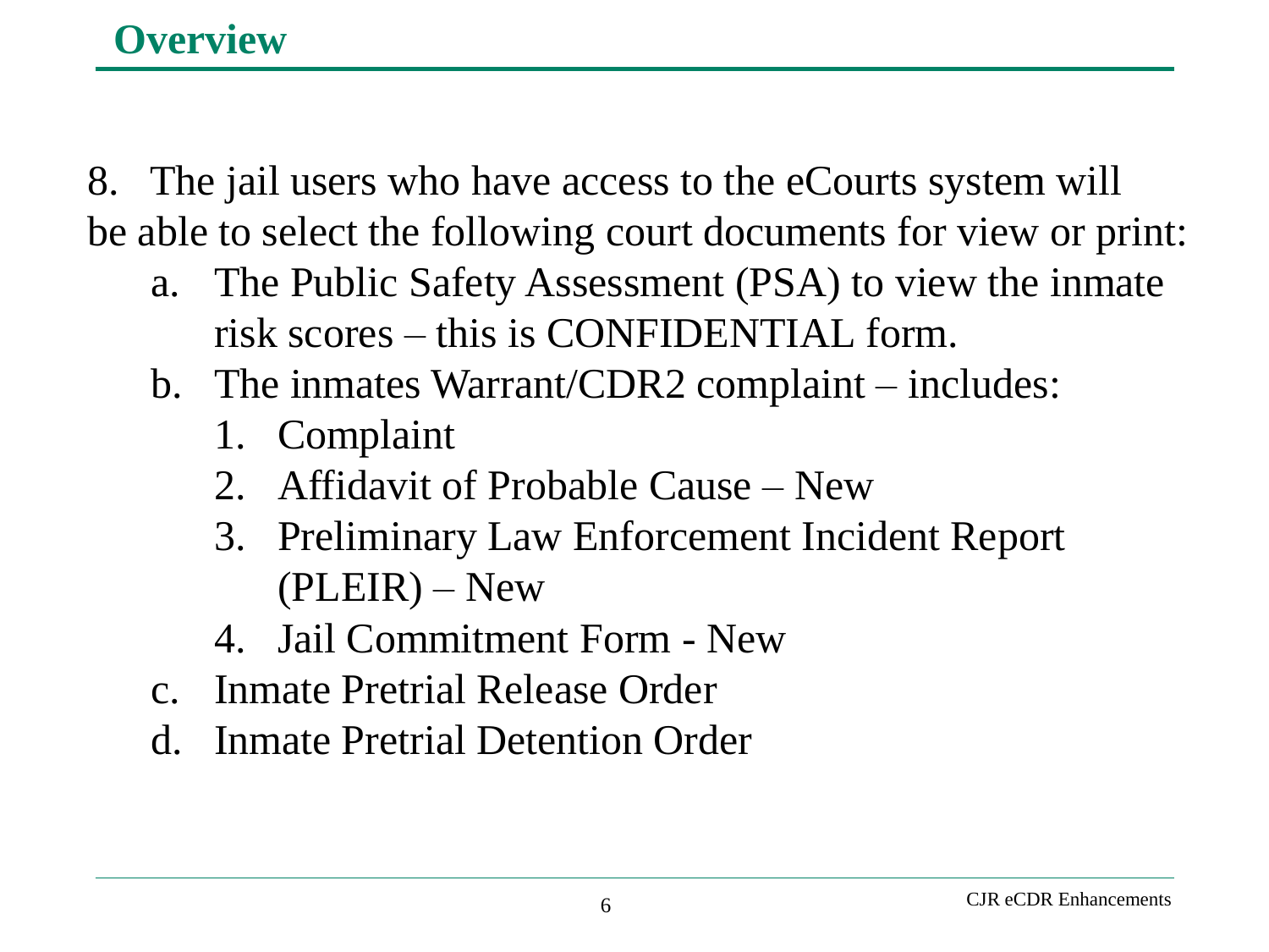## Overview

8. The jail users who have access to the eCourts system will be able to select the following court documents for view or print:
   a. The Public Safety Assessment (PSA) to view the inmate risk scores – this is CONFIDENTIAL form.
   b. The inmates Warrant/CDR2 complaint – includes:
      1. Complaint
      2. Affidavit of Probable Cause – New
      3. Preliminary Law Enforcement Incident Report (PLEIR) – New
      4. Jail Commitment Form - New
   c. Inmate Pretrial Release Order
   d. Inmate Pretrial Detention Order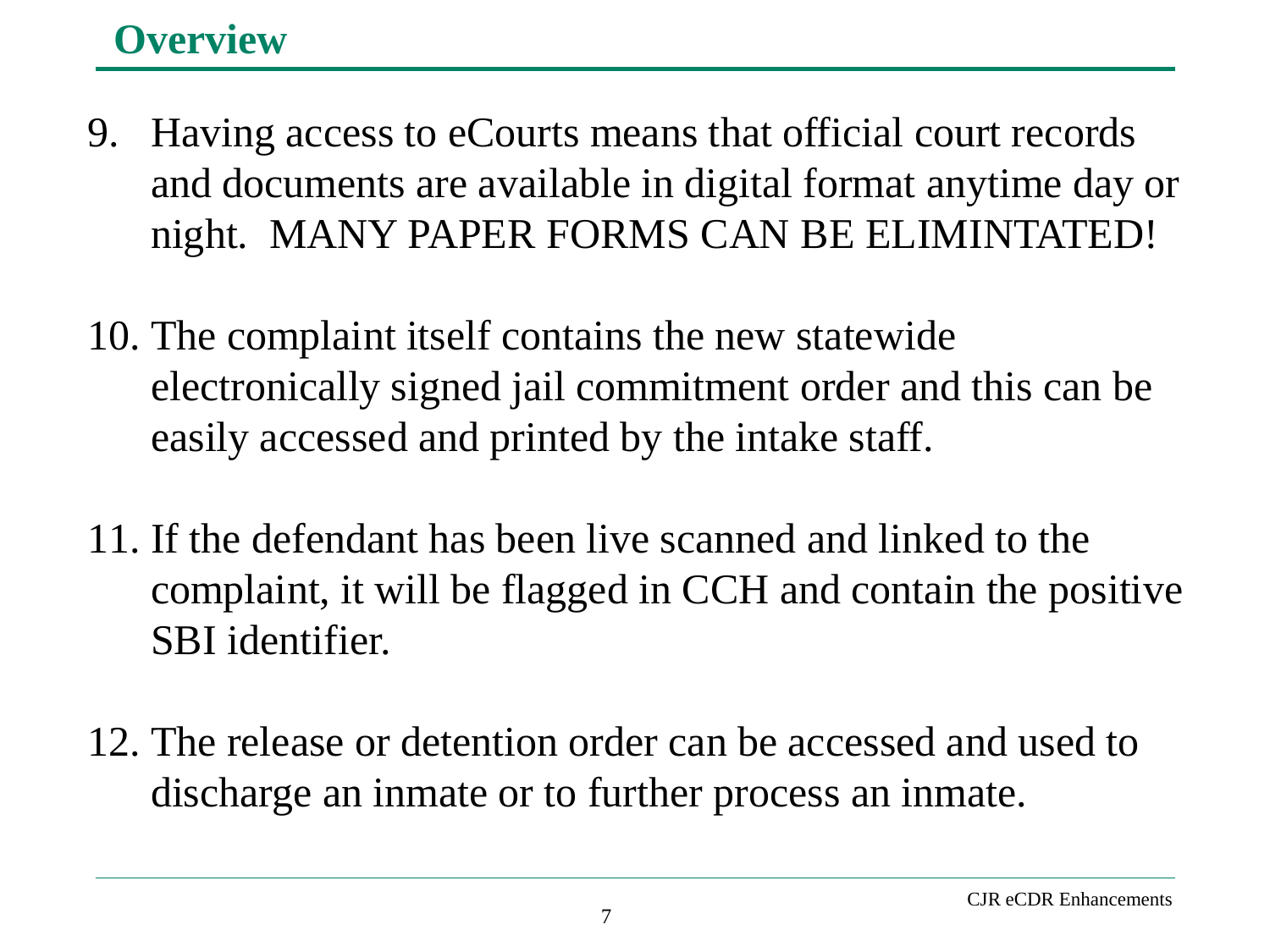## Overview

9. Having access to eCourts means that official court records and documents are available in digital format anytime day or night. MANY PAPER FORMS CAN BE ELIMINTATED!

10. The complaint itself contains the new statewide electronically signed jail commitment order and this can be easily accessed and printed by the intake staff.

11. If the defendant has been live scanned and linked to the complaint, it will be flagged in CCH and contain the positive SBI identifier.

12. The release or detention order can be accessed and used to discharge an inmate or to further process an inmate.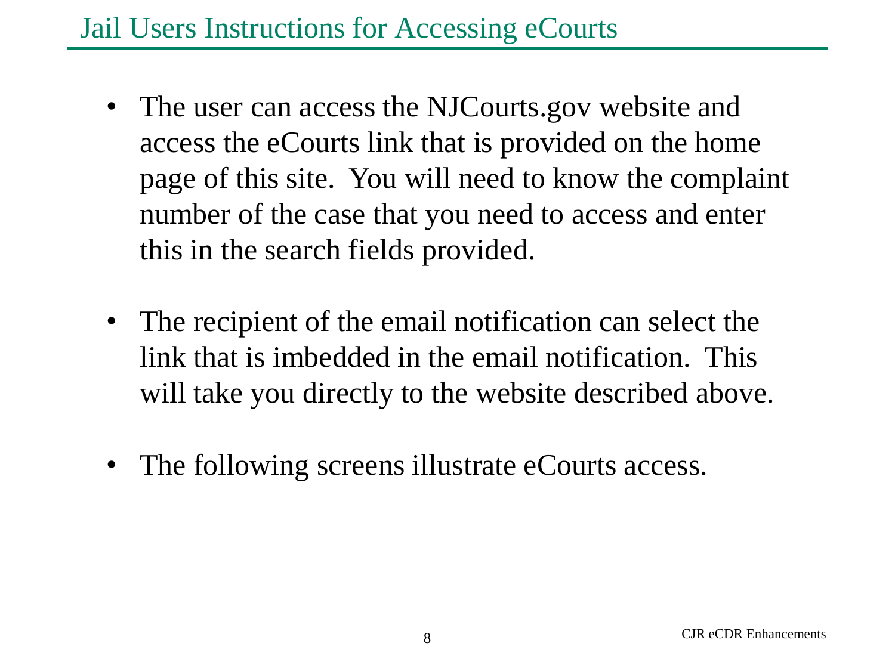# Jail Users Instructions for Accessing eCourts

- The user can access the NJCourts.gov website and access the eCourts link that is provided on the home page of this site. You will need to know the complaint number of the case that you need to access and enter this in the search fields provided.
- The recipient of the email notification can select the link that is imbedded in the email notification. This will take you directly to the website described above.
- The following screens illustrate eCourts access.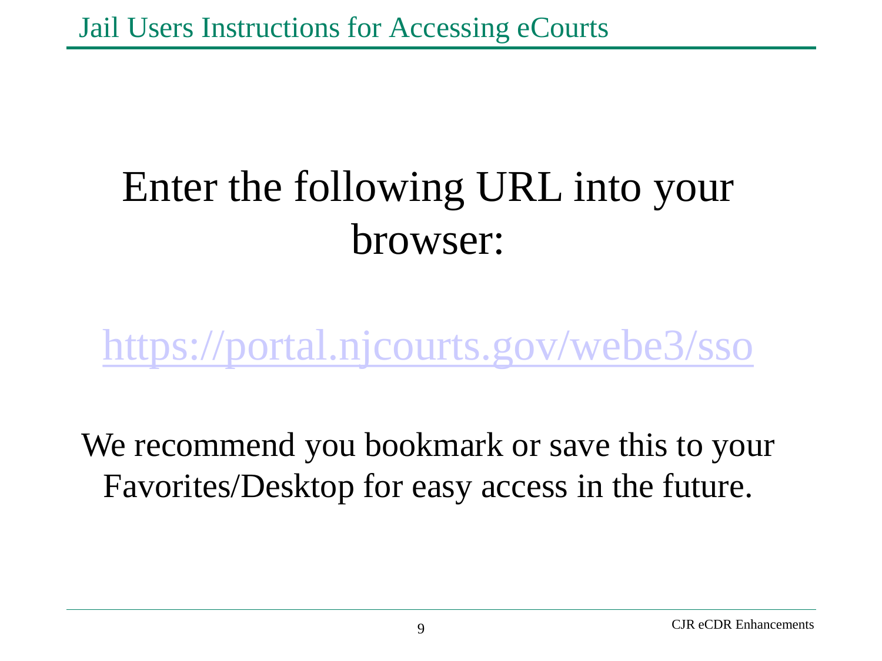Enter the following URL into your browser:

https://portal.njcourts.gov/webe3/sso

We recommend you bookmark or save this to your Favorites/Desktop for easy access in the future.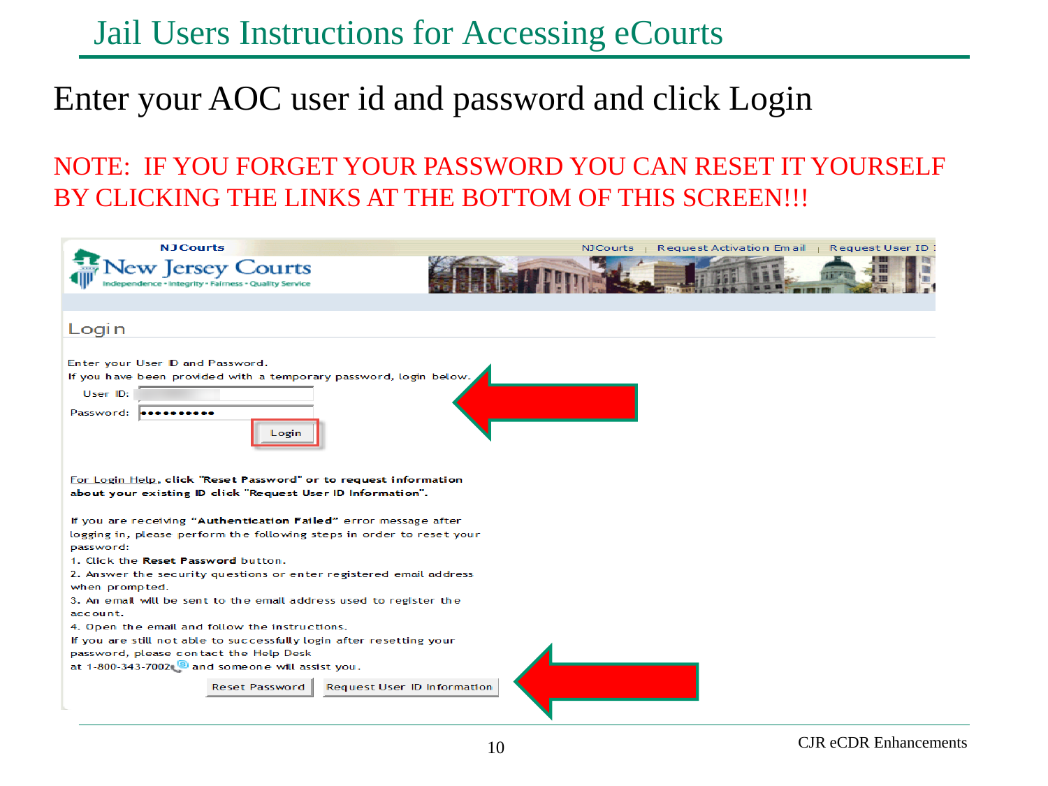# Jail Users Instructions for Accessing eCourts

Enter your AOC user id and password and click Login

NOTE: IF YOU FORGET YOUR PASSWORD YOU CAN RESET IT YOURSELF BY CLICKING THE LINKS AT THE BOTTOM OF THIS SCREEN!!!

NJCourts

New Jersey Courts

Independence • Integrity • Fairness • Quality Service

NJCourts | Request Activation Email | Request User ID

Login

Enter your User ID and Password.

If you have been provided with a temporary password, login below.

User ID:

Password: ●●●●●●●●●●●

Login

For Login Help, click "Reset Password" or to request information about your existing ID click "Request User ID Information".

If you are receiving "Authentication Failed" error message after logging in, please perform the following steps in order to reset your password:

1. Click the Reset Password button.
2. Answer the security questions or enter registered email address when prompted.
3. An email will be sent to the email address used to register the account.
4. Open the email and follow the instructions.

If you are still not able to successfully login after resetting your password, please contact the Help Desk at 1-800-343-7002 and someone will assist you.

Reset Password | Request User ID Information

CJR eCDR Enhancements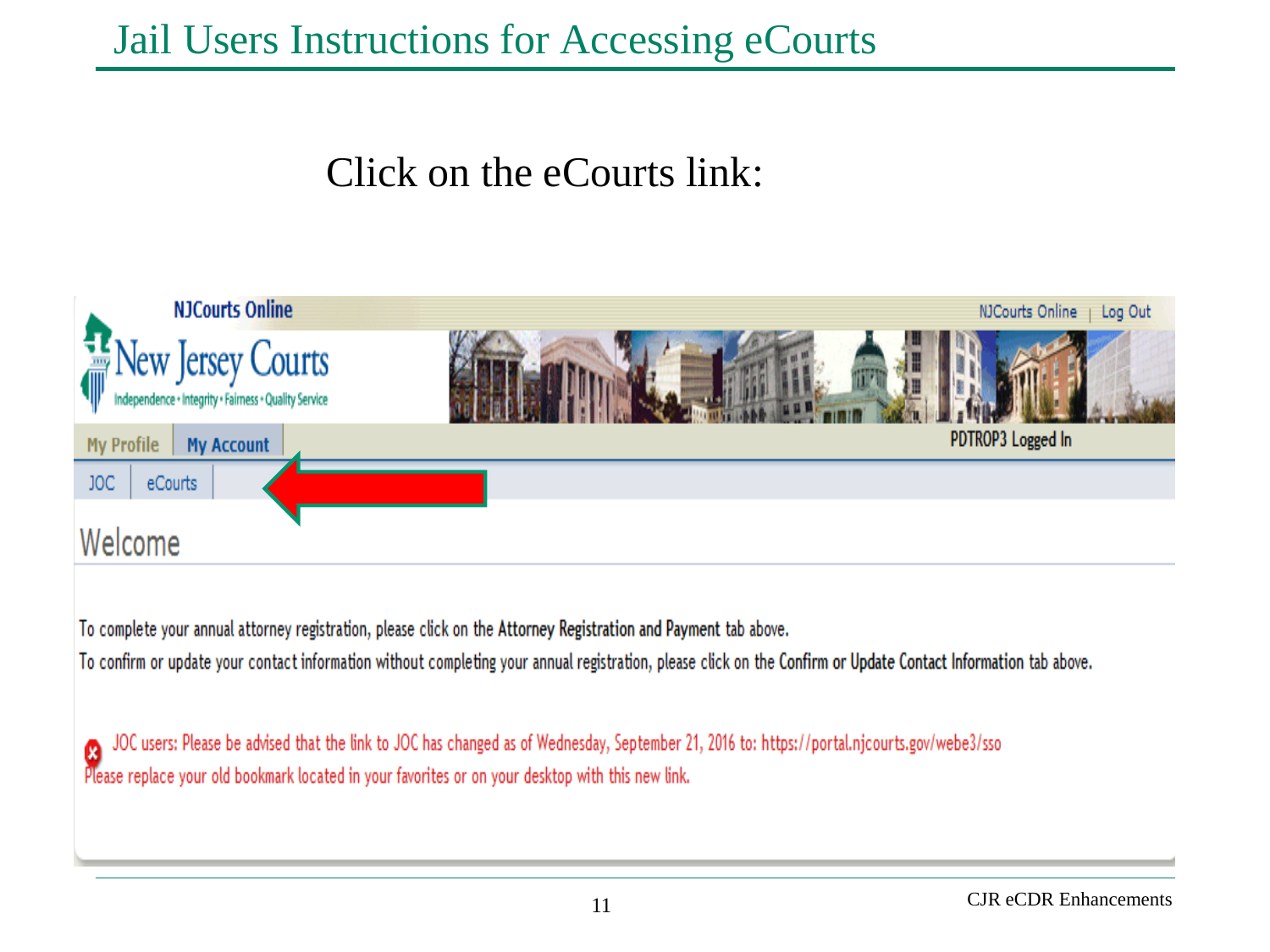# Jail Users Instructions for Accessing eCourts

Click on the eCourts link:

NJCourts Online

New Jersey Courts

Independence • Integrity • Fairness • Quality Service

NJCourts Online | Log Out

My Profile | My Account

PDTROP3 Logged In

JOC | eCourts

Welcome

To complete your annual attorney registration, please click on the **Attorney Registration and Payment** tab above.

To confirm or update your contact information without completing your annual registration, please click on the **Confirm or Update Contact Information** tab above.

JOC users: Please be advised that the link to JOC has changed as of Wednesday, September 21, 2016 to: https://portal.njcourts.gov/webe3/sso
Please replace your old bookmark located in your favorites or on your desktop with this new link.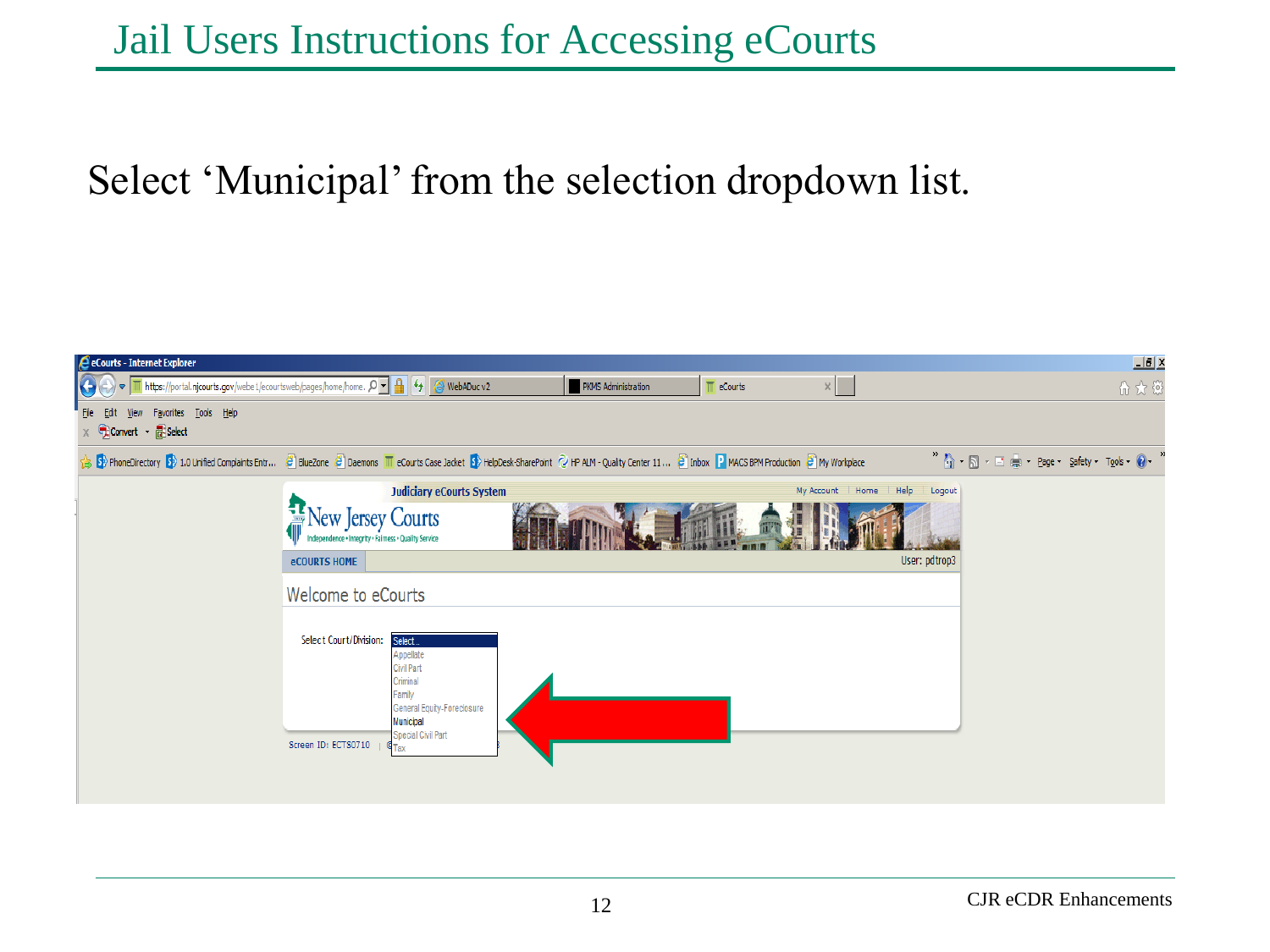# Jail Users Instructions for Accessing eCourts

Select 'Municipal' from the selection dropdown list.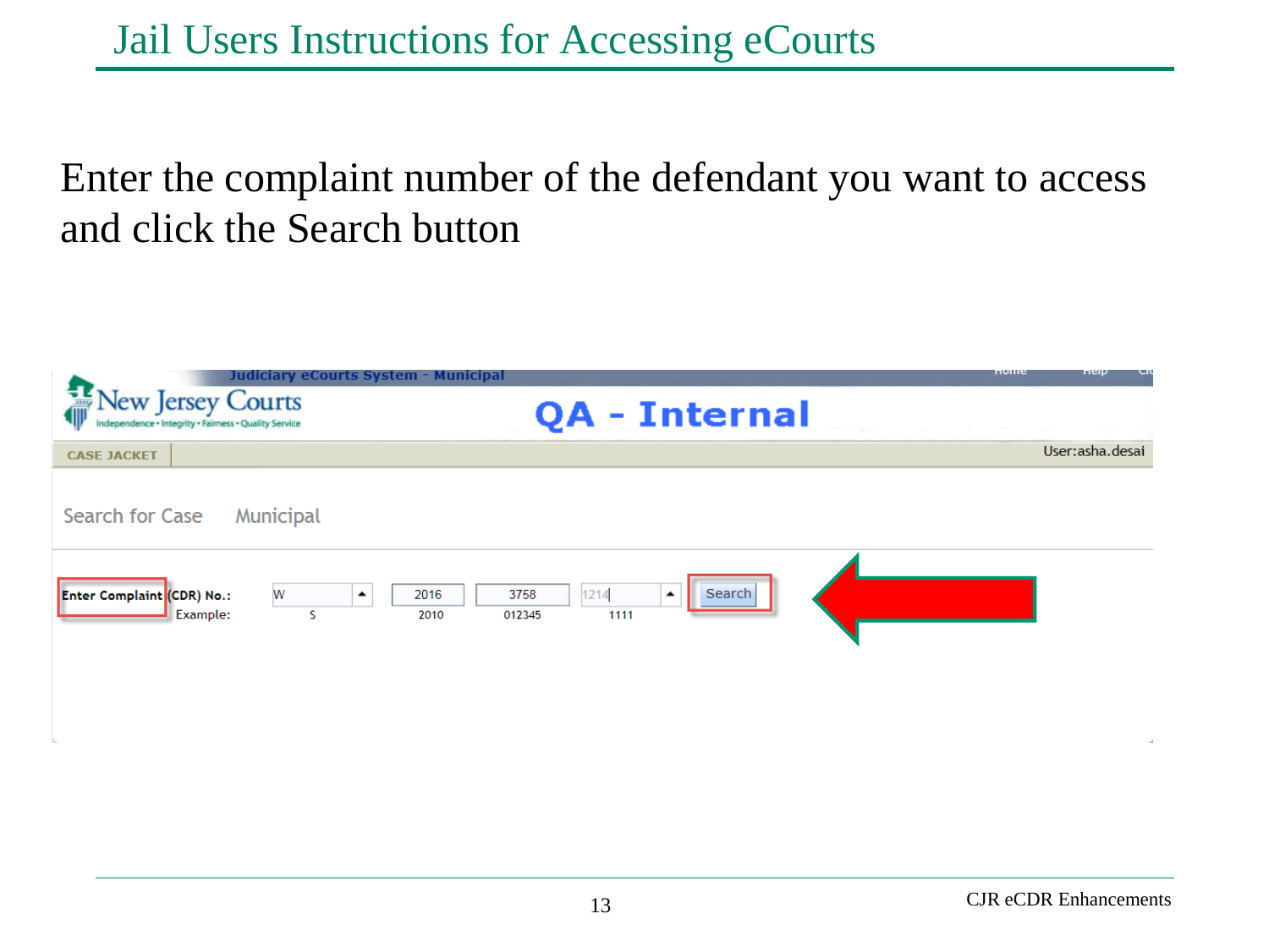# Jail Users Instructions for Accessing eCourts

Enter the complaint number of the defendant you want to access and click the Search button

Judiciary eCourts System - Municipal

New Jersey Courts

Independence • Integrity • Fairness • Quality Service

QA - Internal

CASE JACKET

User:asha.desai

Search for Case Municipal

Enter Complaint (CDR) No.: W 2016 3758 1214 Search

Example: S 2010 012345 1111

CJR eCDR Enhancements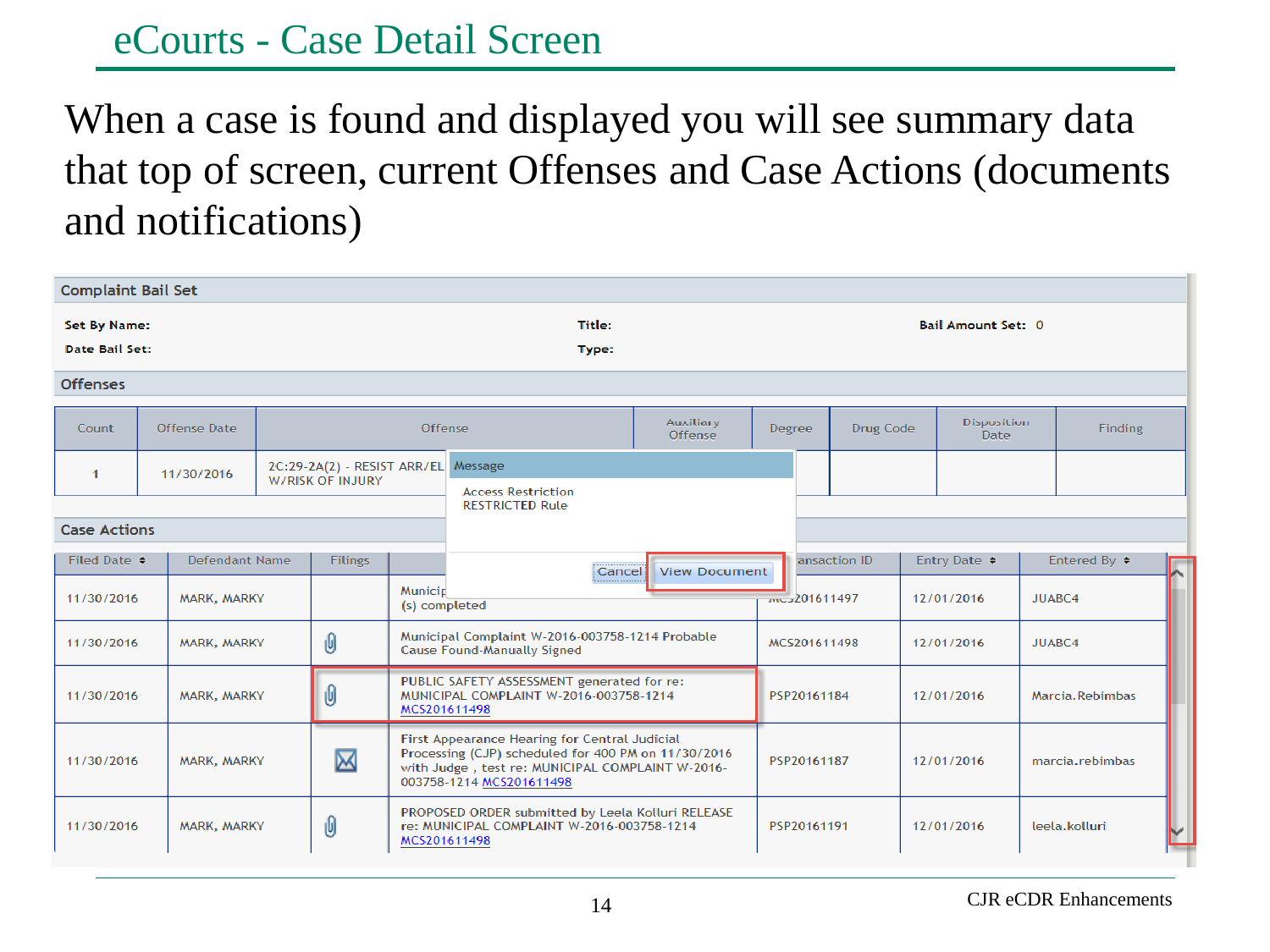# eCourts - Case Detail Screen

When a case is found and displayed you will see summary data that top of screen, current Offenses and Case Actions (documents and notifications)

**Complaint Bail Set**

**Set By Name:**
**Title:**
**Bail Amount Set:** 0
**Date Bail Set:**
**Type:**

**Offenses**

| Count | Offense Date | Offense | Auxiliary Offense | Degree | Drug Code | Disposition Date | Finding |
|---|---|---|---|---|---|---|---|
| 1 | 11/30/2016 | 2C:29-2A(2) - RESIST ARR/EL W/RISK OF INJURY | | | | | |

Message

Access Restriction
RESTRICTED Rule

Cancel | View Document

**Case Actions**

| Filed Date | Defendant Name | Filings | | Transaction ID | Entry Date | Entered By |
|---|---|---|---|---|---|---|
| 11/30/2016 | MARK, MARKY | | Municip... (s) completed | MCS201611497 | 12/01/2016 | JUABC4 |
| 11/30/2016 | MARK, MARKY | | Municipal Complaint W-2016-003758-1214 Probable Cause Found-Manually Signed | MCS201611498 | 12/01/2016 | JUABC4 |
| 11/30/2016 | MARK, MARKY | | PUBLIC SAFETY ASSESSMENT generated for re: MUNICIPAL COMPLAINT W-2016-003758-1214 MCS201611498 | PSP20161184 | 12/01/2016 | Marcia.Rebimbas |
| 11/30/2016 | MARK, MARKY | | First Appearance Hearing for Central Judicial Processing (CJP) scheduled for 400 PM on 11/30/2016 with Judge , test re: MUNICIPAL COMPLAINT W-2016-003758-1214 MCS201611498 | PSP20161187 | 12/01/2016 | marcia.rebimbas |
| 11/30/2016 | MARK, MARKY | | PROPOSED ORDER submitted by Leela Kolluri RELEASE re: MUNICIPAL COMPLAINT W-2016-003758-1214 MCS201611498 | PSP20161191 | 12/01/2016 | leela.kolluri |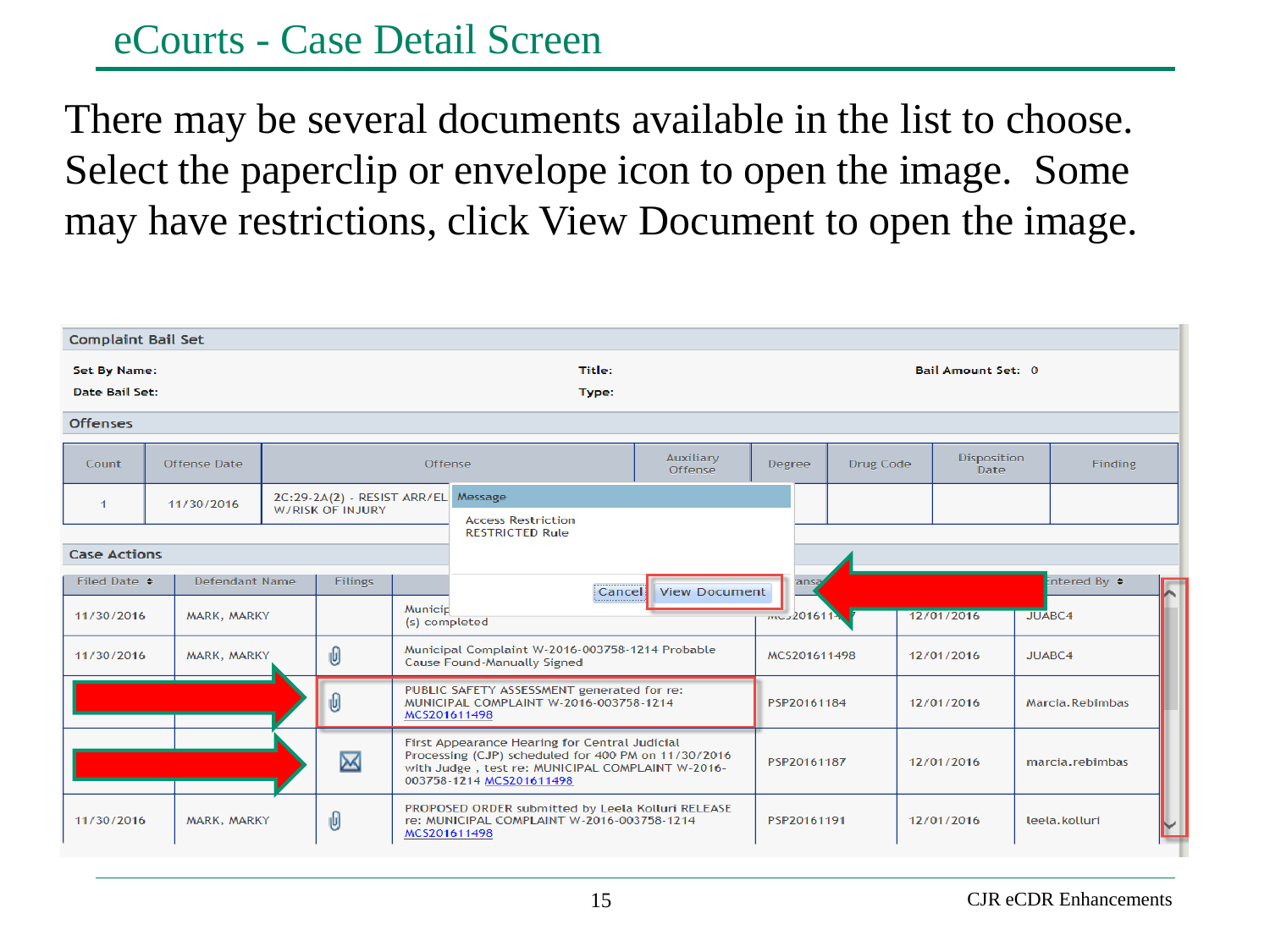# eCourts - Case Detail Screen

There may be several documents available in the list to choose. Select the paperclip or envelope icon to open the image. Some may have restrictions, click View Document to open the image.

**Complaint Bail Set**

**Set By Name:** | **Title:** | **Bail Amount Set:** 0

**Date Bail Set:** | **Type:**

**Offenses**

| Count | Offense Date | Offense | Auxiliary Offense | Degree | Drug Code | Disposition Date | Finding |
|---|---|---|---|---|---|---|---|
| 1 | 11/30/2016 | 2C:29-2A(2) - RESIST ARR/EL W/RISK OF INJURY | | | | | |

Message

Access Restriction
RESTRICTED Rule

Cancel | View Document

**Case Actions**

| Filed Date | Defendant Name | Filings | | ...ansa... | | Entered By |
|---|---|---|---|---|---|---|
| 11/30/2016 | MARK, MARKY | | Municip... (s) completed | MCS201611... | 12/01/2016 | JUABC4 |
| 11/30/2016 | MARK, MARKY | 📎 | Municipal Complaint W-2016-003758-1214 Probable Cause Found-Manually Signed | MCS201611498 | 12/01/2016 | JUABC4 |
| | | 📎 | PUBLIC SAFETY ASSESSMENT generated for re: MUNICIPAL COMPLAINT W-2016-003758-1214 MCS201611498 | PSP20161184 | 12/01/2016 | Marcia.Rebimbas |
| | | ✉ | First Appearance Hearing for Central Judicial Processing (CJP) scheduled for 400 PM on 11/30/2016 with Judge , test re: MUNICIPAL COMPLAINT W-2016-003758-1214 MCS201611498 | PSP20161187 | 12/01/2016 | marcia.rebimbas |
| 11/30/2016 | MARK, MARKY | 📎 | PROPOSED ORDER submitted by Leela Kolluri RELEASE re: MUNICIPAL COMPLAINT W-2016-003758-1214 MCS201611498 | PSP20161191 | 12/01/2016 | leela.kolluri |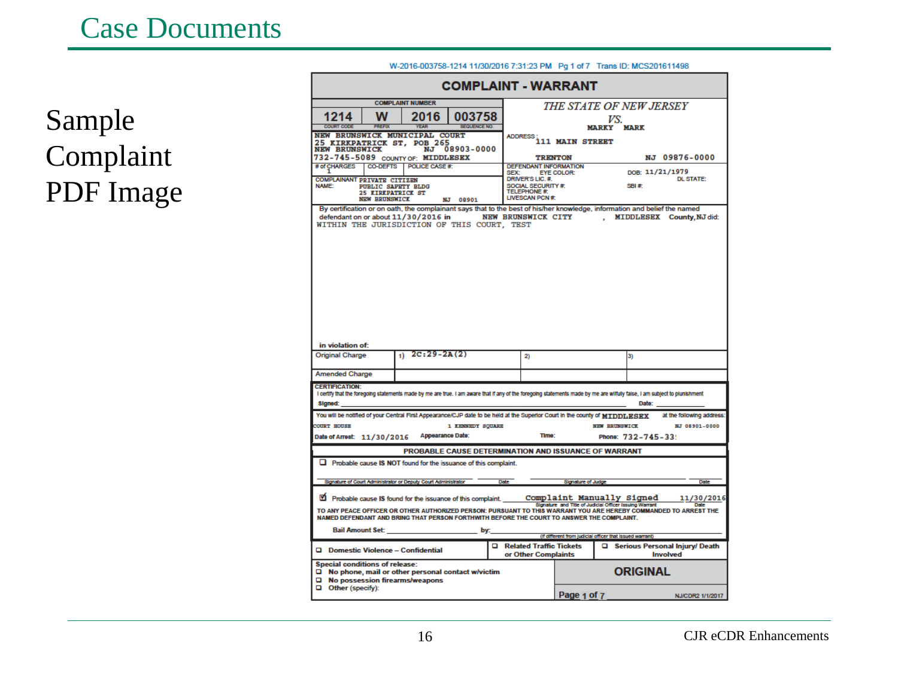# Case Documents

## Sample Complaint PDF Image

W-2016-003758-1214 11/30/2016 7:31:23 PM Pg 1 of 7 Trans ID: MCS201611498

**COMPLAINT - WARRANT**

COMPLAINT NUMBER

| 1214 | W | 2016 | 003758 |
| --- | --- | --- | --- |
| COURT CODE | PREFIX | YEAR | SEQUENCE NO. |

NEW BRUNSWICK MUNICIPAL COURT
25 KIRKPATRICK ST, POB 265
NEW BRUNSWICK NJ 08903-0000
732-745-5089 COUNTY OF: MIDDLESEX

*THE STATE OF NEW JERSEY*
*VS.*
MARKY MARK

ADDRESS: 111 MAIN STREET
TRENTON NJ 09876-0000

# of CHARGES: 1 | CO-DEFTS | POLICE CASE #:

COMPLAINANT NAME: PRIVATE CITIZEN
PUBLIC SAFETY BLDG
25 KIRKPATRICK ST
NEW BRUNSWICK NJ 08901

DEFENDANT INFORMATION
SEX: EYE COLOR: DOB: 11/21/1979
DRIVER'S LIC. #: DL STATE:
SOCIAL SECURITY #: SBI #:
TELEPHONE #:
LIVESCAN PCN #:

By certification or on oath, the complainant says that to the best of his/her knowledge, information and belief the named defendant on or about 11/30/2016 in NEW BRUNSWICK CITY , MIDDLESEX County, NJ did:
WITHIN THE JURISDICTION OF THIS COURT, TEST

in violation of:

| | | | |
| --- | --- | --- | --- |
| Original Charge | 1) 2C:29-2A(2) | 2) | 3) |
| Amended Charge | | | |

**CERTIFICATION:**
I certify that the foregoing statements made by me are true. I am aware that if any of the foregoing statements made by me are wilfully false, I am subject to punishment
Signed: Date:

You will be notified of your Central First Appearance/CJP date to be held at the Superior Court in the county of MIDDLESEX at the following address:
COURT HOUSE 1 KENNEDY SQUARE NEW BRUNSWICK NJ 08901-0000
Date of Arrest: 11/30/2016 Appearance Date: Time: Phone: 732-745-33

**PROBABLE CAUSE DETERMINATION AND ISSUANCE OF WARRANT**

☐ Probable cause IS NOT found for the issuance of this complaint.

Signature of Court Administrator or Deputy Court Administrator | Date | Signature of Judge | Date

☑ Probable cause IS found for the issuance of this complaint. Complaint Manually Signed 11/30/2016
Signature and Title of Judicial Officer Issuing Warrant | Date

TO ANY PEACE OFFICER OR OTHER AUTHORIZED PERSON: PURSUANT TO THIS WARRANT YOU ARE HEREBY COMMANDED TO ARREST THE NAMED DEFENDANT AND BRING THAT PERSON FORTHWITH BEFORE THE COURT TO ANSWER THE COMPLAINT.

Bail Amount Set: ____________ by: ____________
(if different from judicial officer that issued warrant)

☐ Domestic Violence – Confidential | ☐ Related Traffic Tickets or Other Complaints | ☐ Serious Personal Injury/ Death Involved

Special conditions of release:
☐ No phone, mail or other personal contact w/victim
☐ No possession firearms/weapons
☐ Other (specify):

**ORIGINAL**

Page 1 of 7 NJ/CDR2 1/1/2017

CJR eCDR Enhancements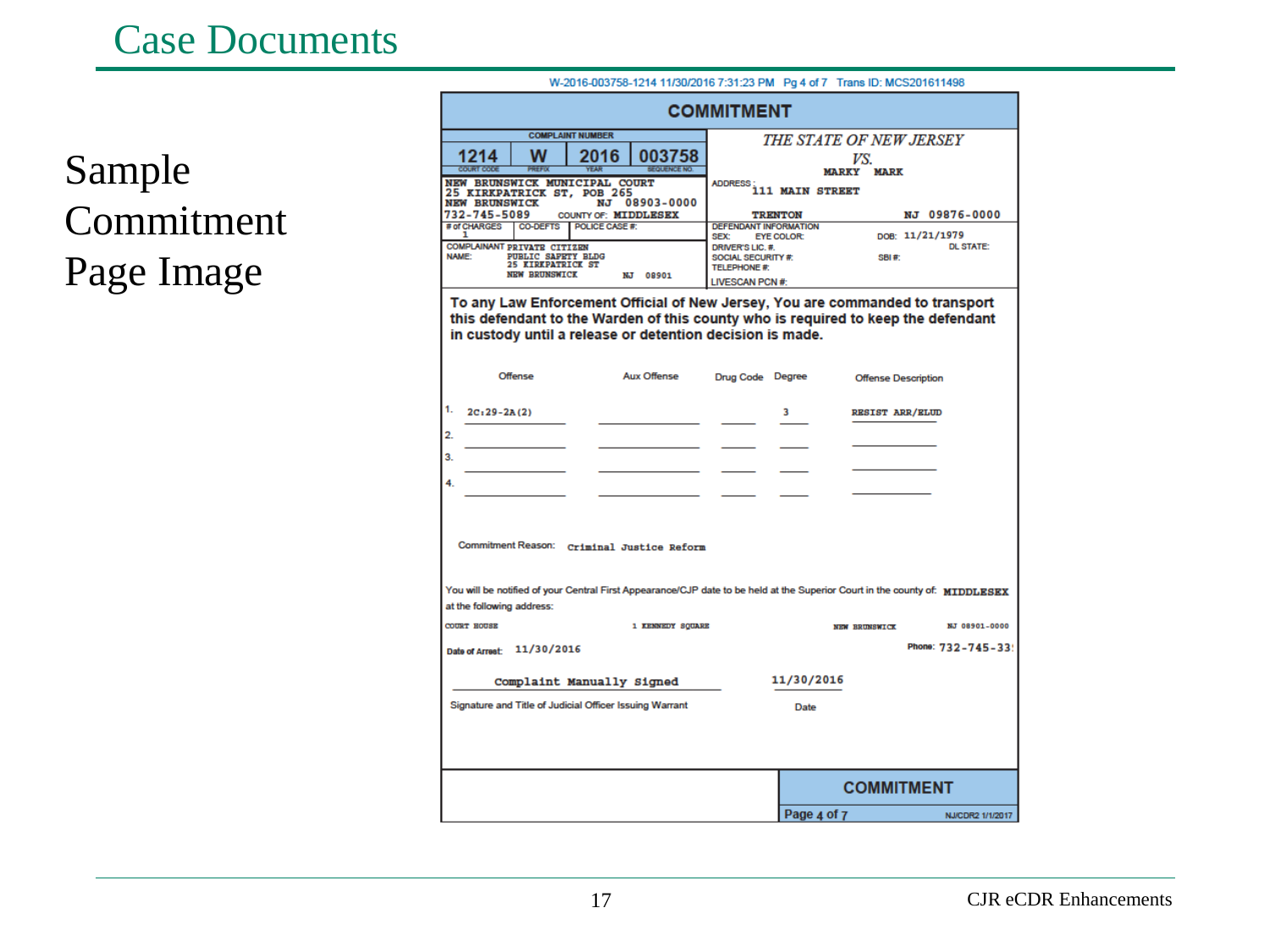# Case Documents

Sample Commitment Page Image

W-2016-003758-1214 11/30/2016 7:31:23 PM Pg 4 of 7 Trans ID: MCS201611498

## COMMITMENT

| COURT CODE | PREFIX | YEAR | SEQUENCE NO. |
|---|---|---|---|
| 1214 | W | 2016 | 003758 |

COMPLAINT NUMBER

NEW BRUNSWICK MUNICIPAL COURT
25 KIRKPATRICK ST, POB 265
NEW BRUNSWICK NJ 08903-0000
732-745-5089 COUNTY OF: MIDDLESEX

# of CHARGES: 1 CO-DEFTS POLICE CASE #:

COMPLAINANT NAME: PRIVATE CITIZEN
PUBLIC SAFETY BLDG
25 KIRKPATRICK ST
NEW BRUNSWICK NJ 08901

*THE STATE OF NEW JERSEY*
*VS.*
MARKY MARK

ADDRESS: 111 MAIN STREET
TRENTON NJ 09876-0000

DEFENDANT INFORMATION
SEX: EYE COLOR: DOB: 11/21/1979
DRIVER'S LIC. #: DL STATE:
SOCIAL SECURITY #: SBI #:
TELEPHONE #:
LIVESCAN PCN #:

**To any Law Enforcement Official of New Jersey, You are commanded to transport this defendant to the Warden of this county who is required to keep the defendant in custody until a release or detention decision is made.**

| | Offense | Aux Offense | Drug Code | Degree | Offense Description |
|---|---|---|---|---|---|
| 1. | 2C:29-2A(2) | | | 3 | RESIST ARR/ELUD |
| 2. | | | | | |
| 3. | | | | | |
| 4. | | | | | |

Commitment Reason: Criminal Justice Reform

You will be notified of your Central First Appearance/CJP date to be held at the Superior Court in the county of: MIDDLESEX at the following address:

COURT HOUSE 1 KENNEDY SQUARE NEW BRUNSWICK NJ 08901-0000

Date of Arrest: 11/30/2016 Phone: 732-745-33

Complaint Manually Signed 11/30/2016

Signature and Title of Judicial Officer Issuing Warrant Date

**COMMITMENT**

Page 4 of 7 NJ/CDR2 1/1/2017

CJR eCDR Enhancements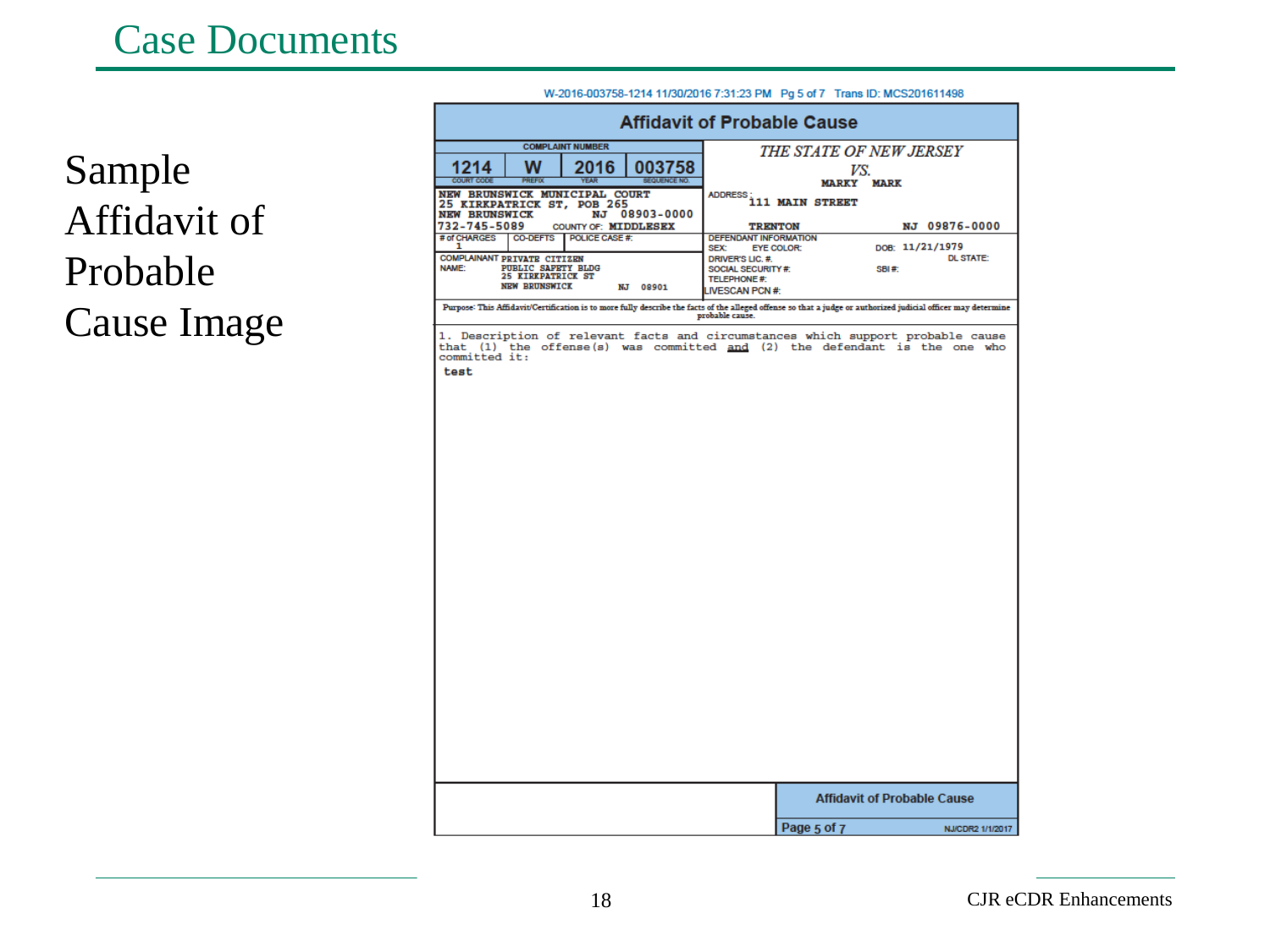# Case Documents

Sample Affidavit of Probable Cause Image

W-2016-003758-1214 11/30/2016 7:31:23 PM Pg 5 of 7 Trans ID: MCS201611498

## Affidavit of Probable Cause

| COMPLAINT NUMBER | | | | |
|---|---|---|---|---|
| 1214 | W | 2016 | 003758 | |
| COURT CODE | PREFIX | YEAR | SEQUENCE NO. | |

NEW BRUNSWICK MUNICIPAL COURT
25 KIRKPATRICK ST, POB 265
NEW BRUNSWICK NJ 08903-0000
732-745-5089 COUNTY OF: MIDDLESEX

\# of CHARGES: 1 | CO-DEFTS | POLICE CASE #:

COMPLAINANT NAME: PRIVATE CITIZEN
PUBLIC SAFETY BLDG
25 KIRKPATRICK ST
NEW BRUNSWICK NJ 08901

*THE STATE OF NEW JERSEY*
*VS.*
MARKY MARK

ADDRESS: 111 MAIN STREET
TRENTON NJ 09876-0000

DEFENDANT INFORMATION
SEX: EYE COLOR: DOB: 11/21/1979
DRIVER'S LIC. #: DL STATE:
SOCIAL SECURITY #: SBI #:
TELEPHONE #:
LIVESCAN PCN #:

Purpose: This Affidavit/Certification is to more fully describe the facts of the alleged offense so that a judge or authorized judicial officer may determine probable cause.

1. Description of relevant facts and circumstances which support probable cause that (1) the offense(s) was committed and (2) the defendant is the one who committed it:

test

Affidavit of Probable Cause
Page 5 of 7 NJ/CDR2 1/1/2017

CJR eCDR Enhancements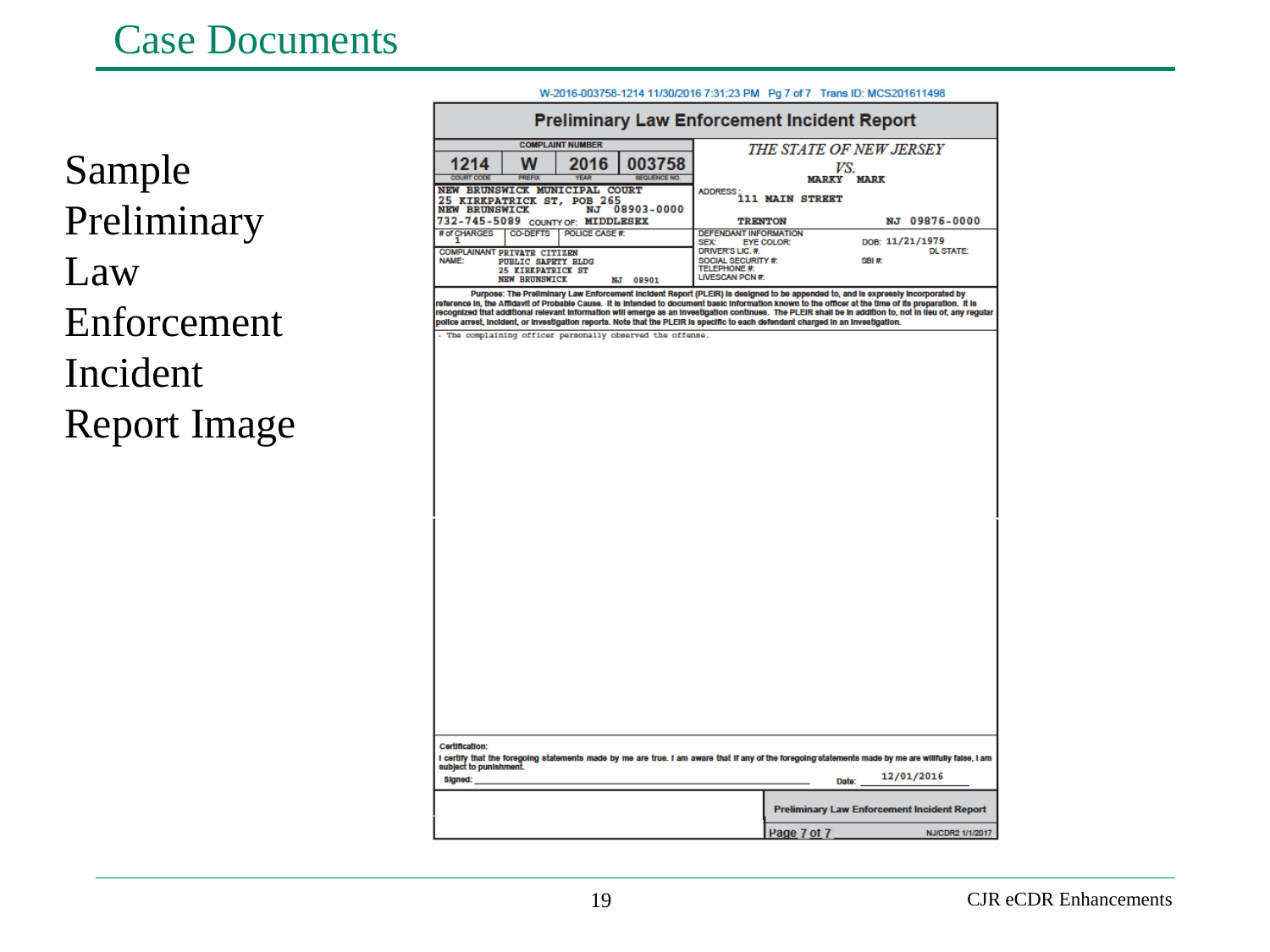# Case Documents

Sample Preliminary Law Enforcement Incident Report Image

W-2016-003758-1214 11/30/2016 7:31:23 PM Pg 7 of 7 Trans ID: MCS201611498

## Preliminary Law Enforcement Incident Report

| COMPLAINT NUMBER | | | | |
|---|---|---|---|---|
| 1214 | W | 2016 | 003758 | *THE STATE OF NEW JERSEY* |
| COURT CODE | PREFIX | YEAR | SEQUENCE NO. | *VS.* MARKY MARK |

NEW BRUNSWICK MUNICIPAL COURT
25 KIRKPATRICK ST, POB 265
NEW BRUNSWICK NJ 08903-0000
732-745-5089 COUNTY OF: MIDDLESEX

ADDRESS: 111 MAIN STREET
TRENTON NJ 09876-0000

# of CHARGES: 1 | CO-DEFTS | POLICE CASE #:

COMPLAINANT NAME: PRIVATE CITIZEN
PUBLIC SAFETY BLDG
25 KIRKPATRICK ST
NEW BRUNSWICK NJ 08901

DEFENDANT INFORMATION
SEX: EYE COLOR: DOB: 11/21/1979
DRIVER'S LIC. #: DL STATE:
SOCIAL SECURITY #: SBI #:
TELEPHONE #:
LIVESCAN PCN #:

**Purpose: The Preliminary Law Enforcement Incident Report (PLEIR) is designed to be appended to, and is expressly incorporated by reference in, the Affidavit of Probable Cause. It is intended to document basic information known to the officer at the time of its preparation. It is recognized that additional relevant information will emerge as an investigation continues. The PLEIR shall be in addition to, not in lieu of, any regular police arrest, incident, or investigation reports. Note that the PLEIR is specific to each defendant charged in an investigation.**

- The complaining officer personally observed the offense.

**Certification:**
I certify that the foregoing statements made by me are true. I am aware that if any of the foregoing statements made by me are willfully false, I am subject to punishment.
Signed: ______________________ Date: 12/01/2016

Preliminary Law Enforcement Incident Report
Page 7 of 7 NJ/CDR2 1/1/2017

CJR eCDR Enhancements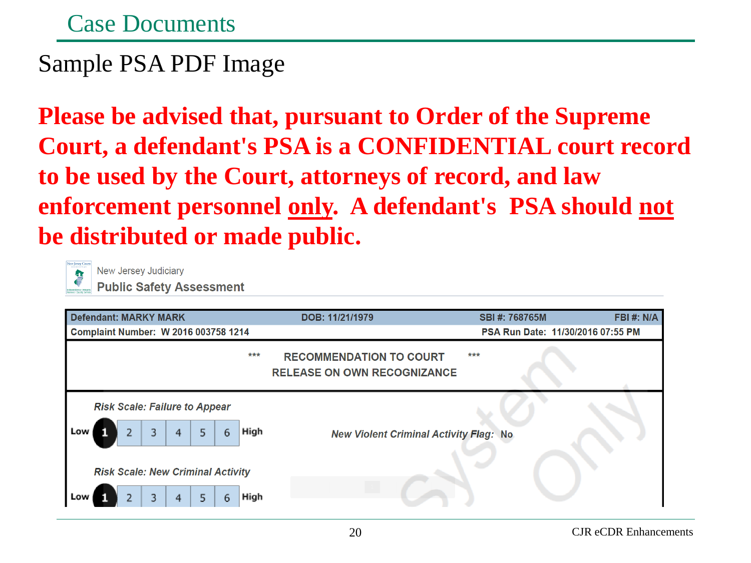# Case Documents

## Sample PSA PDF Image

**Please be advised that, pursuant to Order of the Supreme Court, a defendant's PSA is a CONFIDENTIAL court record to be used by the Court, attorneys of record, and law enforcement personnel <u>only</u>. A defendant's PSA should <u>not</u> be distributed or made public.**

New Jersey Judiciary
**Public Safety Assessment**

| | | | |
|---|---|---|---|
| **Defendant: MARKY MARK** | **DOB: 11/21/1979** | **SBI #: 768765M** | **FBI #: N/A** |
| **Complaint Number: W 2016 003758 1214** | | **PSA Run Date: 11/30/2016 07:55 PM** | |

*** RECOMMENDATION TO COURT ***
RELEASE ON OWN RECOGNIZANCE

***Risk Scale: Failure to Appear***

Low 1 2 3 4 5 6 High

***New Violent Criminal Activity Flag:*** No

***Risk Scale: New Criminal Activity***

Low 1 2 3 4 5 6 High

System Only

CJR eCDR Enhancements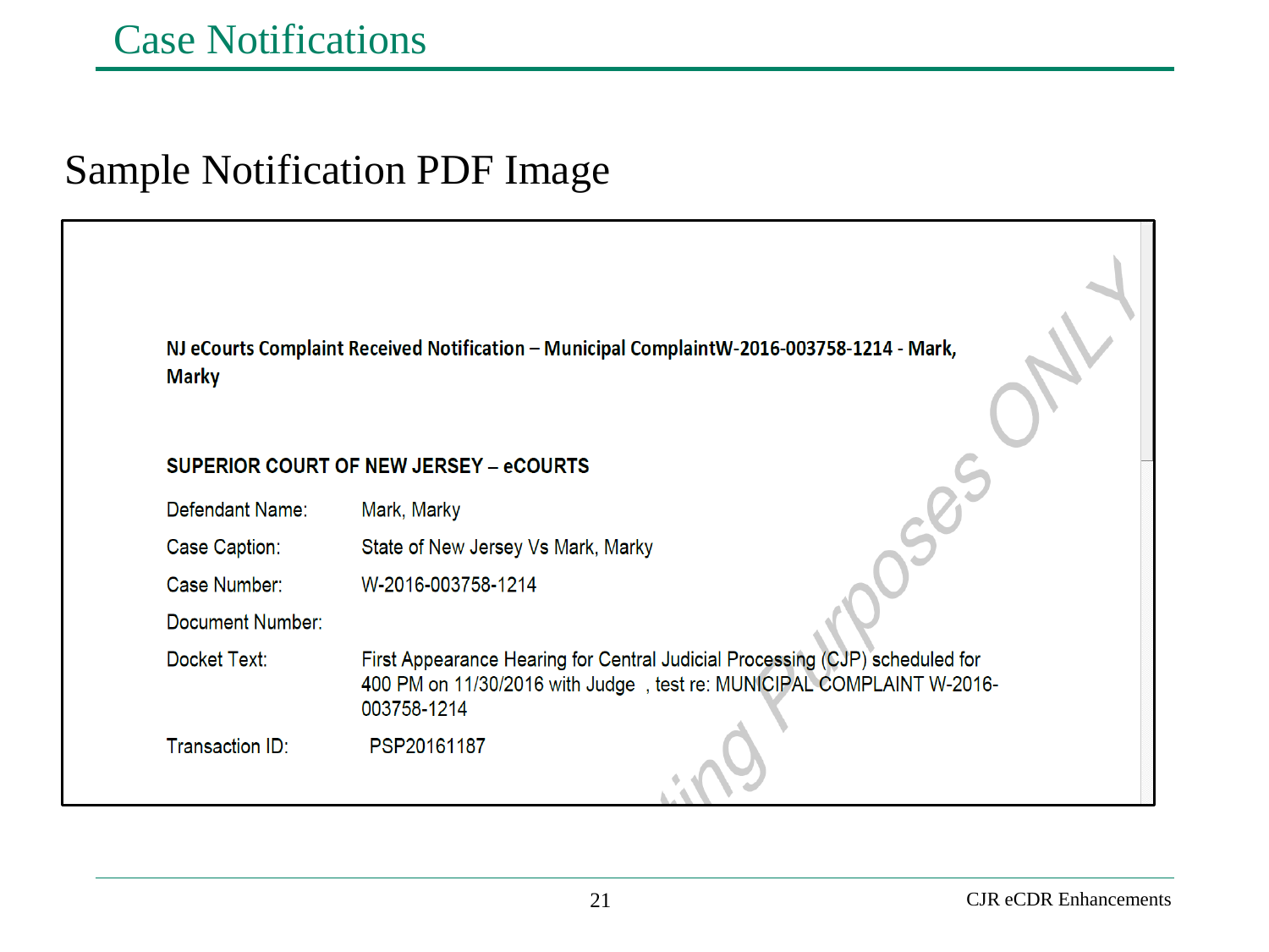# Case Notifications

## Sample Notification PDF Image

**NJ eCourts Complaint Received Notification – Municipal ComplaintW-2016-003758-1214 - Mark, Marky**

**SUPERIOR COURT OF NEW JERSEY – eCOURTS**

| | |
|---|---|
| Defendant Name: | Mark, Marky |
| Case Caption: | State of New Jersey Vs Mark, Marky |
| Case Number: | W-2016-003758-1214 |
| Document Number: | |
| Docket Text: | First Appearance Hearing for Central Judicial Processing (CJP) scheduled for 400 PM on 11/30/2016 with Judge , test re: MUNICIPAL COMPLAINT W-2016-003758-1214 |
| Transaction ID: | PSP20161187 |

…ting Purposes ONLY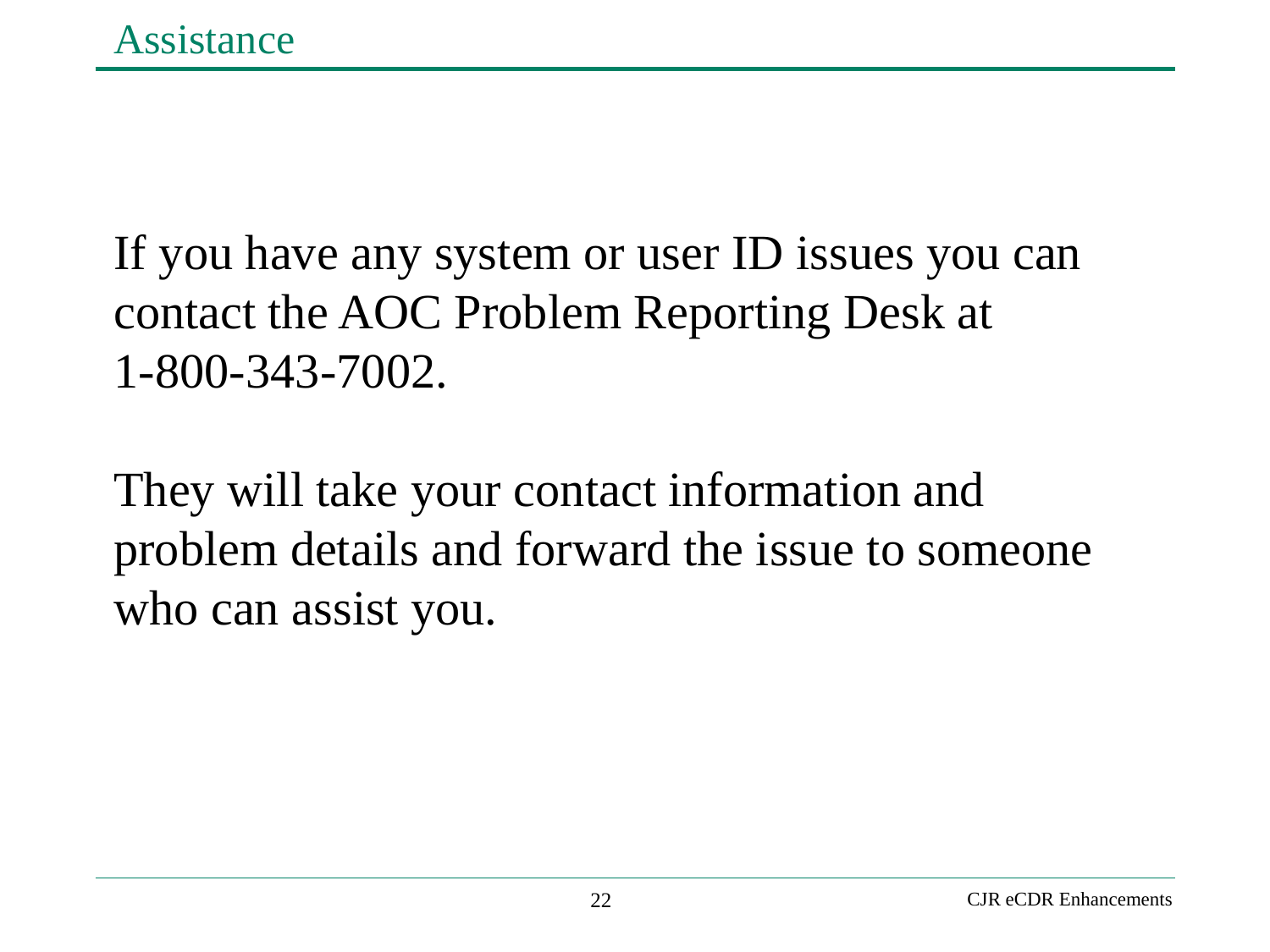# Assistance

If you have any system or user ID issues you can contact the AOC Problem Reporting Desk at 1-800-343-7002.

They will take your contact information and problem details and forward the issue to someone who can assist you.